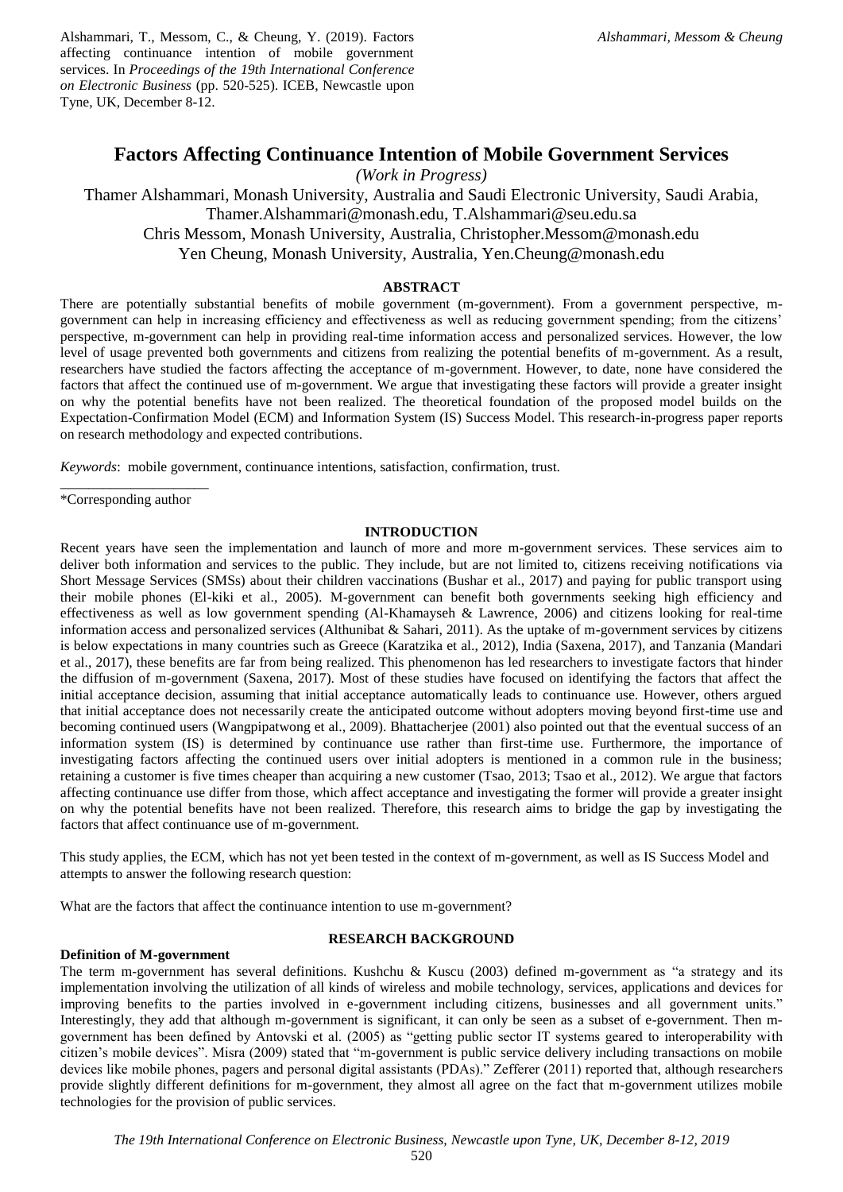Alshammari, T., Messom, C., & Cheung, Y. (2019). Factors affecting continuance intention of mobile government services. In *Proceedings of the 19th International Conference on Electronic Business* (pp. 520-525). ICEB, Newcastle upon Tyne, UK, December 8-12.

# Factors Affecting Continuance Intention of Mobile Government Services

*(Work in Progress)*

Thamer Alshammari, Monash University, Australia and Saudi Electronic University, Saudi Arabia, Thamer.Alshammari@monash.edu, T.Alshammari@seu.edu.sa
Chris Messom, Monash University, Australia, Christopher.Messom@monash.edu
Yen Cheung, Monash University, Australia, Yen.Cheung@monash.edu

## ABSTRACT

There are potentially substantial benefits of mobile government (m-government). From a government perspective, m-government can help in increasing efficiency and effectiveness as well as reducing government spending; from the citizens' perspective, m-government can help in providing real-time information access and personalized services. However, the low level of usage prevented both governments and citizens from realizing the potential benefits of m-government. As a result, researchers have studied the factors affecting the acceptance of m-government. However, to date, none have considered the factors that affect the continued use of m-government. We argue that investigating these factors will provide a greater insight on why the potential benefits have not been realized. The theoretical foundation of the proposed model builds on the Expectation-Confirmation Model (ECM) and Information System (IS) Success Model. This research-in-progress paper reports on research methodology and expected contributions.

*Keywords*: mobile government, continuance intentions, satisfaction, confirmation, trust.

\*Corresponding author

## INTRODUCTION

Recent years have seen the implementation and launch of more and more m-government services. These services aim to deliver both information and services to the public. They include, but are not limited to, citizens receiving notifications via Short Message Services (SMSs) about their children vaccinations (Bushar et al., 2017) and paying for public transport using their mobile phones (El-kiki et al., 2005). M-government can benefit both governments seeking high efficiency and effectiveness as well as low government spending (Al-Khamayseh & Lawrence, 2006) and citizens looking for real-time information access and personalized services (Althunibat & Sahari, 2011). As the uptake of m-government services by citizens is below expectations in many countries such as Greece (Karatzika et al., 2012), India (Saxena, 2017), and Tanzania (Mandari et al., 2017), these benefits are far from being realized. This phenomenon has led researchers to investigate factors that hinder the diffusion of m-government (Saxena, 2017). Most of these studies have focused on identifying the factors that affect the initial acceptance decision, assuming that initial acceptance automatically leads to continuance use. However, others argued that initial acceptance does not necessarily create the anticipated outcome without adopters moving beyond first-time use and becoming continued users (Wangpipatwong et al., 2009). Bhattacherjee (2001) also pointed out that the eventual success of an information system (IS) is determined by continuance use rather than first-time use. Furthermore, the importance of investigating factors affecting the continued users over initial adopters is mentioned in a common rule in the business; retaining a customer is five times cheaper than acquiring a new customer (Tsao, 2013; Tsao et al., 2012). We argue that factors affecting continuance use differ from those, which affect acceptance and investigating the former will provide a greater insight on why the potential benefits have not been realized. Therefore, this research aims to bridge the gap by investigating the factors that affect continuance use of m-government.

This study applies, the ECM, which has not yet been tested in the context of m-government, as well as IS Success Model and attempts to answer the following research question:

What are the factors that affect the continuance intention to use m-government?

## RESEARCH BACKGROUND

### Definition of M-government

The term m-government has several definitions. Kushchu & Kuscu (2003) defined m-government as "a strategy and its implementation involving the utilization of all kinds of wireless and mobile technology, services, applications and devices for improving benefits to the parties involved in e-government including citizens, businesses and all government units." Interestingly, they add that although m-government is significant, it can only be seen as a subset of e-government. Then m-government has been defined by Antovski et al. (2005) as "getting public sector IT systems geared to interoperability with citizen's mobile devices". Misra (2009) stated that "m-government is public service delivery including transactions on mobile devices like mobile phones, pagers and personal digital assistants (PDAs)." Zefferer (2011) reported that, although researchers provide slightly different definitions for m-government, they almost all agree on the fact that m-government utilizes mobile technologies for the provision of public services.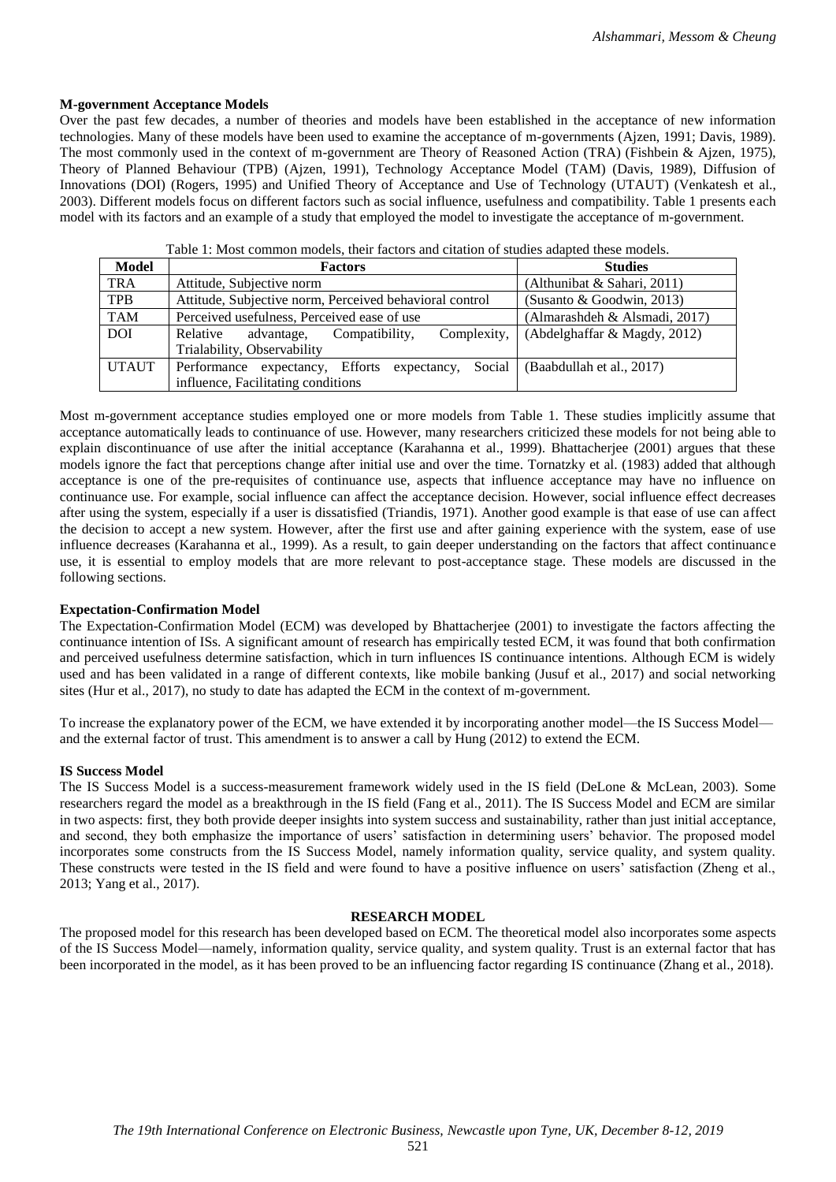### M-government Acceptance Models

Over the past few decades, a number of theories and models have been established in the acceptance of new information technologies. Many of these models have been used to examine the acceptance of m-governments (Ajzen, 1991; Davis, 1989). The most commonly used in the context of m-government are Theory of Reasoned Action (TRA) (Fishbein & Ajzen, 1975), Theory of Planned Behaviour (TPB) (Ajzen, 1991), Technology Acceptance Model (TAM) (Davis, 1989), Diffusion of Innovations (DOI) (Rogers, 1995) and Unified Theory of Acceptance and Use of Technology (UTAUT) (Venkatesh et al., 2003). Different models focus on different factors such as social influence, usefulness and compatibility. Table 1 presents each model with its factors and an example of a study that employed the model to investigate the acceptance of m-government.

Table 1: Most common models, their factors and citation of studies adapted these models.

| Model | Factors | Studies |
|---|---|---|
| TRA | Attitude, Subjective norm | (Althunibat & Sahari, 2011) |
| TPB | Attitude, Subjective norm, Perceived behavioral control | (Susanto & Goodwin, 2013) |
| TAM | Perceived usefulness, Perceived ease of use | (Almarashdeh & Alsmadi, 2017) |
| DOI | Relative advantage, Compatibility, Complexity, Trialability, Observability | (Abdelghaffar & Magdy, 2012) |
| UTAUT | Performance expectancy, Efforts expectancy, Social influence, Facilitating conditions | (Baabdullah et al., 2017) |

Most m-government acceptance studies employed one or more models from Table 1. These studies implicitly assume that acceptance automatically leads to continuance of use. However, many researchers criticized these models for not being able to explain discontinuance of use after the initial acceptance (Karahanna et al., 1999). Bhattacherjee (2001) argues that these models ignore the fact that perceptions change after initial use and over the time. Tornatzky et al. (1983) added that although acceptance is one of the pre-requisites of continuance use, aspects that influence acceptance may have no influence on continuance use. For example, social influence can affect the acceptance decision. However, social influence effect decreases after using the system, especially if a user is dissatisfied (Triandis, 1971). Another good example is that ease of use can affect the decision to accept a new system. However, after the first use and after gaining experience with the system, ease of use influence decreases (Karahanna et al., 1999). As a result, to gain deeper understanding on the factors that affect continuance use, it is essential to employ models that are more relevant to post-acceptance stage. These models are discussed in the following sections.

### Expectation-Confirmation Model

The Expectation-Confirmation Model (ECM) was developed by Bhattacherjee (2001) to investigate the factors affecting the continuance intention of ISs. A significant amount of research has empirically tested ECM, it was found that both confirmation and perceived usefulness determine satisfaction, which in turn influences IS continuance intentions. Although ECM is widely used and has been validated in a range of different contexts, like mobile banking (Jusuf et al., 2017) and social networking sites (Hur et al., 2017), no study to date has adapted the ECM in the context of m-government.

To increase the explanatory power of the ECM, we have extended it by incorporating another model—the IS Success Model—and the external factor of trust. This amendment is to answer a call by Hung (2012) to extend the ECM.

### IS Success Model

The IS Success Model is a success-measurement framework widely used in the IS field (DeLone & McLean, 2003). Some researchers regard the model as a breakthrough in the IS field (Fang et al., 2011). The IS Success Model and ECM are similar in two aspects: first, they both provide deeper insights into system success and sustainability, rather than just initial acceptance, and second, they both emphasize the importance of users' satisfaction in determining users' behavior. The proposed model incorporates some constructs from the IS Success Model, namely information quality, service quality, and system quality. These constructs were tested in the IS field and were found to have a positive influence on users' satisfaction (Zheng et al., 2013; Yang et al., 2017).

## RESEARCH MODEL

The proposed model for this research has been developed based on ECM. The theoretical model also incorporates some aspects of the IS Success Model—namely, information quality, service quality, and system quality. Trust is an external factor that has been incorporated in the model, as it has been proved to be an influencing factor regarding IS continuance (Zhang et al., 2018).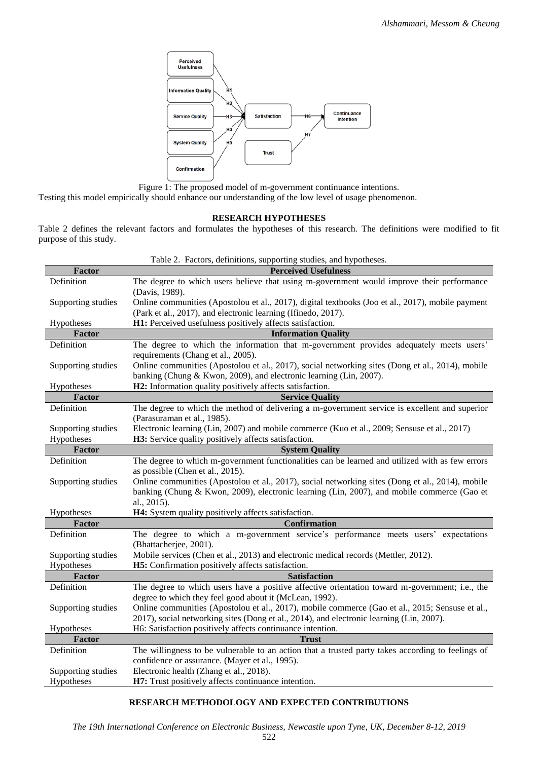Figure 1: The proposed model of m-government continuance intentions.

Testing this model empirically should enhance our understanding of the low level of usage phenomenon.

## RESEARCH HYPOTHESES

Table 2 defines the relevant factors and formulates the hypotheses of this research. The definitions were modified to fit purpose of this study.

Table 2. Factors, definitions, supporting studies, and hypotheses.

| Factor | Perceived Usefulness |
|---|---|
| Definition | The degree to which users believe that using m-government would improve their performance (Davis, 1989). |
| Supporting studies | Online communities (Apostolou et al., 2017), digital textbooks (Joo et al., 2017), mobile payment (Park et al., 2017), and electronic learning (Ifinedo, 2017). |
| Hypotheses | **H1:** Perceived usefulness positively affects satisfaction. |
| **Factor** | **Information Quality** |
| Definition | The degree to which the information that m-government provides adequately meets users' requirements (Chang et al., 2005). |
| Supporting studies | Online communities (Apostolou et al., 2017), social networking sites (Dong et al., 2014), mobile banking (Chung & Kwon, 2009), and electronic learning (Lin, 2007). |
| Hypotheses | **H2:** Information quality positively affects satisfaction. |
| **Factor** | **Service Quality** |
| Definition | The degree to which the method of delivering a m-government service is excellent and superior (Parasuraman et al., 1985). |
| Supporting studies | Electronic learning (Lin, 2007) and mobile commerce (Kuo et al., 2009; Sensuse et al., 2017) |
| Hypotheses | **H3:** Service quality positively affects satisfaction. |
| **Factor** | **System Quality** |
| Definition | The degree to which m-government functionalities can be learned and utilized with as few errors as possible (Chen et al., 2015). |
| Supporting studies | Online communities (Apostolou et al., 2017), social networking sites (Dong et al., 2014), mobile banking (Chung & Kwon, 2009), electronic learning (Lin, 2007), and mobile commerce (Gao et al., 2015). |
| Hypotheses | **H4:** System quality positively affects satisfaction. |
| **Factor** | **Confirmation** |
| Definition | The degree to which a m-government service's performance meets users' expectations (Bhattacherjee, 2001). |
| Supporting studies | Mobile services (Chen et al., 2013) and electronic medical records (Mettler, 2012). |
| Hypotheses | **H5:** Confirmation positively affects satisfaction. |
| **Factor** | **Satisfaction** |
| Definition | The degree to which users have a positive affective orientation toward m-government; i.e., the degree to which they feel good about it (McLean, 1992). |
| Supporting studies | Online communities (Apostolou et al., 2017), mobile commerce (Gao et al., 2015; Sensuse et al., 2017), social networking sites (Dong et al., 2014), and electronic learning (Lin, 2007). |
| Hypotheses | H6: Satisfaction positively affects continuance intention. |
| **Factor** | **Trust** |
| Definition | The willingness to be vulnerable to an action that a trusted party takes according to feelings of confidence or assurance. (Mayer et al., 1995). |
| Supporting studies | Electronic health (Zhang et al., 2018). |
| Hypotheses | **H7:** Trust positively affects continuance intention. |

## RESEARCH METHODOLOGY AND EXPECTED CONTRIBUTIONS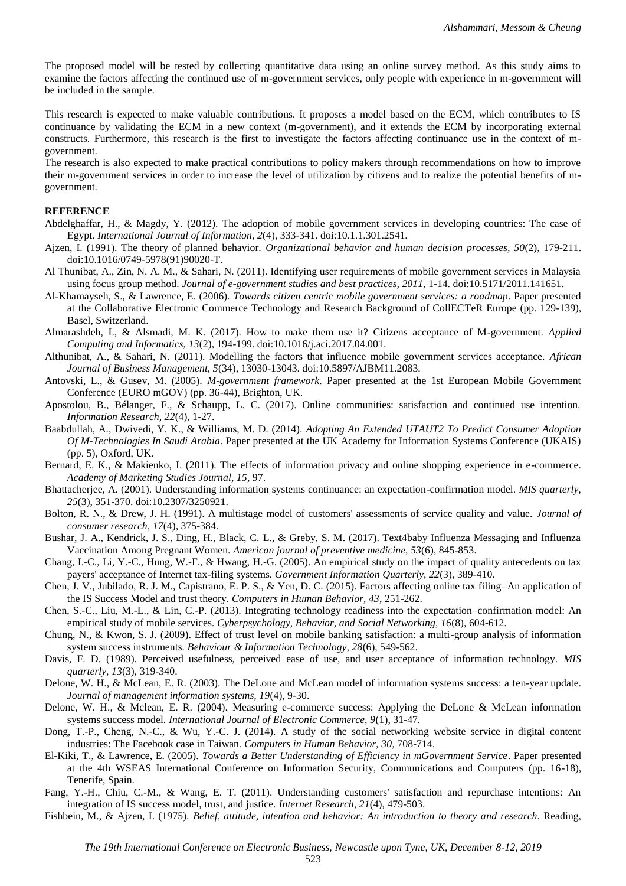The proposed model will be tested by collecting quantitative data using an online survey method. As this study aims to examine the factors affecting the continued use of m-government services, only people with experience in m-government will be included in the sample.

This research is expected to make valuable contributions. It proposes a model based on the ECM, which contributes to IS continuance by validating the ECM in a new context (m-government), and it extends the ECM by incorporating external constructs. Furthermore, this research is the first to investigate the factors affecting continuance use in the context of m-government.

The research is also expected to make practical contributions to policy makers through recommendations on how to improve their m-government services in order to increase the level of utilization by citizens and to realize the potential benefits of m-government.

## REFERENCE

Abdelghaffar, H., & Magdy, Y. (2012). The adoption of mobile government services in developing countries: The case of Egypt. *International Journal of Information, 2*(4), 333-341. doi:10.1.1.301.2541.

Ajzen, I. (1991). The theory of planned behavior. *Organizational behavior and human decision processes, 50*(2), 179-211. doi:10.1016/0749-5978(91)90020-T.

Al Thunibat, A., Zin, N. A. M., & Sahari, N. (2011). Identifying user requirements of mobile government services in Malaysia using focus group method. *Journal of e-government studies and best practices, 2011*, 1-14. doi:10.5171/2011.141651.

Al-Khamayseh, S., & Lawrence, E. (2006). *Towards citizen centric mobile government services: a roadmap*. Paper presented at the Collaborative Electronic Commerce Technology and Research Background of CollECTeR Europe (pp. 129-139), Basel, Switzerland.

Almarashdeh, I., & Alsmadi, M. K. (2017). How to make them use it? Citizens acceptance of M-government. *Applied Computing and Informatics, 13*(2), 194-199. doi:10.1016/j.aci.2017.04.001.

Althunibat, A., & Sahari, N. (2011). Modelling the factors that influence mobile government services acceptance. *African Journal of Business Management, 5*(34), 13030-13043. doi:10.5897/AJBM11.2083.

Antovski, L., & Gusev, M. (2005). *M-government framework*. Paper presented at the 1st European Mobile Government Conference (EURO mGOV) (pp. 36-44), Brighton, UK.

Apostolou, B., Bélanger, F., & Schaupp, L. C. (2017). Online communities: satisfaction and continued use intention. *Information Research, 22*(4), 1-27.

Baabdullah, A., Dwivedi, Y. K., & Williams, M. D. (2014). *Adopting An Extended UTAUT2 To Predict Consumer Adoption Of M-Technologies In Saudi Arabia*. Paper presented at the UK Academy for Information Systems Conference (UKAIS) (pp. 5), Oxford, UK.

Bernard, E. K., & Makienko, I. (2011). The effects of information privacy and online shopping experience in e-commerce. *Academy of Marketing Studies Journal, 15*, 97.

Bhattacherjee, A. (2001). Understanding information systems continuance: an expectation-confirmation model. *MIS quarterly, 25*(3), 351-370. doi:10.2307/3250921.

Bolton, R. N., & Drew, J. H. (1991). A multistage model of customers' assessments of service quality and value. *Journal of consumer research, 17*(4), 375-384.

Bushar, J. A., Kendrick, J. S., Ding, H., Black, C. L., & Greby, S. M. (2017). Text4baby Influenza Messaging and Influenza Vaccination Among Pregnant Women. *American journal of preventive medicine, 53*(6), 845-853.

Chang, I.-C., Li, Y.-C., Hung, W.-F., & Hwang, H.-G. (2005). An empirical study on the impact of quality antecedents on tax payers' acceptance of Internet tax-filing systems. *Government Information Quarterly, 22*(3), 389-410.

Chen, J. V., Jubilado, R. J. M., Capistrano, E. P. S., & Yen, D. C. (2015). Factors affecting online tax filing–An application of the IS Success Model and trust theory. *Computers in Human Behavior, 43*, 251-262.

Chen, S.-C., Liu, M.-L., & Lin, C.-P. (2013). Integrating technology readiness into the expectation–confirmation model: An empirical study of mobile services. *Cyberpsychology, Behavior, and Social Networking, 16*(8), 604-612.

Chung, N., & Kwon, S. J. (2009). Effect of trust level on mobile banking satisfaction: a multi-group analysis of information system success instruments. *Behaviour & Information Technology, 28*(6), 549-562.

Davis, F. D. (1989). Perceived usefulness, perceived ease of use, and user acceptance of information technology. *MIS quarterly, 13*(3), 319-340.

Delone, W. H., & McLean, E. R. (2003). The DeLone and McLean model of information systems success: a ten-year update. *Journal of management information systems, 19*(4), 9-30.

Delone, W. H., & Mclean, E. R. (2004). Measuring e-commerce success: Applying the DeLone & McLean information systems success model. *International Journal of Electronic Commerce, 9*(1), 31-47.

Dong, T.-P., Cheng, N.-C., & Wu, Y.-C. J. (2014). A study of the social networking website service in digital content industries: The Facebook case in Taiwan. *Computers in Human Behavior, 30*, 708-714.

El-Kiki, T., & Lawrence, E. (2005). *Towards a Better Understanding of Efficiency in mGovernment Service*. Paper presented at the 4th WSEAS International Conference on Information Security, Communications and Computers (pp. 16-18), Tenerife, Spain.

Fang, Y.-H., Chiu, C.-M., & Wang, E. T. (2011). Understanding customers' satisfaction and repurchase intentions: An integration of IS success model, trust, and justice. *Internet Research, 21*(4), 479-503.

Fishbein, M., & Ajzen, I. (1975). *Belief, attitude, intention and behavior: An introduction to theory and research*. Reading,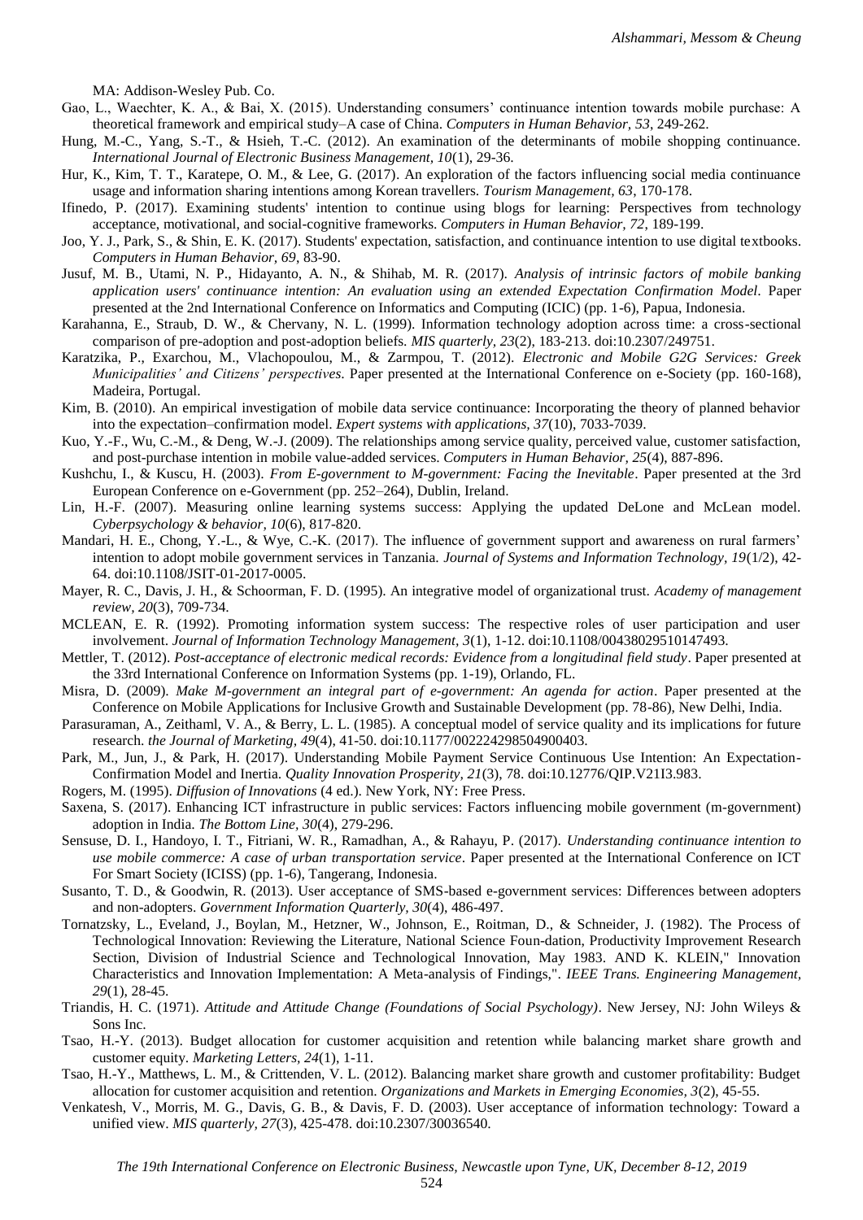MA: Addison-Wesley Pub. Co.

Gao, L., Waechter, K. A., & Bai, X. (2015). Understanding consumers' continuance intention towards mobile purchase: A theoretical framework and empirical study–A case of China. *Computers in Human Behavior, 53*, 249-262.

Hung, M.-C., Yang, S.-T., & Hsieh, T.-C. (2012). An examination of the determinants of mobile shopping continuance. *International Journal of Electronic Business Management, 10*(1), 29-36.

Hur, K., Kim, T. T., Karatepe, O. M., & Lee, G. (2017). An exploration of the factors influencing social media continuance usage and information sharing intentions among Korean travellers. *Tourism Management, 63*, 170-178.

Ifinedo, P. (2017). Examining students' intention to continue using blogs for learning: Perspectives from technology acceptance, motivational, and social-cognitive frameworks. *Computers in Human Behavior, 72*, 189-199.

Joo, Y. J., Park, S., & Shin, E. K. (2017). Students' expectation, satisfaction, and continuance intention to use digital textbooks. *Computers in Human Behavior, 69*, 83-90.

Jusuf, M. B., Utami, N. P., Hidayanto, A. N., & Shihab, M. R. (2017). *Analysis of intrinsic factors of mobile banking application users' continuance intention: An evaluation using an extended Expectation Confirmation Model*. Paper presented at the 2nd International Conference on Informatics and Computing (ICIC) (pp. 1-6), Papua, Indonesia.

Karahanna, E., Straub, D. W., & Chervany, N. L. (1999). Information technology adoption across time: a cross-sectional comparison of pre-adoption and post-adoption beliefs. *MIS quarterly, 23*(2), 183-213. doi:10.2307/249751.

Karatzika, P., Exarchou, M., Vlachopoulou, M., & Zarmpou, T. (2012). *Electronic and Mobile G2G Services: Greek Municipalities' and Citizens' perspectives*. Paper presented at the International Conference on e-Society (pp. 160-168), Madeira, Portugal.

Kim, B. (2010). An empirical investigation of mobile data service continuance: Incorporating the theory of planned behavior into the expectation–confirmation model. *Expert systems with applications, 37*(10), 7033-7039.

Kuo, Y.-F., Wu, C.-M., & Deng, W.-J. (2009). The relationships among service quality, perceived value, customer satisfaction, and post-purchase intention in mobile value-added services. *Computers in Human Behavior, 25*(4), 887-896.

Kushchu, I., & Kuscu, H. (2003). *From E-government to M-government: Facing the Inevitable*. Paper presented at the 3rd European Conference on e-Government (pp. 252–264), Dublin, Ireland.

Lin, H.-F. (2007). Measuring online learning systems success: Applying the updated DeLone and McLean model. *Cyberpsychology & behavior, 10*(6), 817-820.

Mandari, H. E., Chong, Y.-L., & Wye, C.-K. (2017). The influence of government support and awareness on rural farmers' intention to adopt mobile government services in Tanzania. *Journal of Systems and Information Technology, 19*(1/2), 42-64. doi:10.1108/JSIT-01-2017-0005.

Mayer, R. C., Davis, J. H., & Schoorman, F. D. (1995). An integrative model of organizational trust. *Academy of management review, 20*(3), 709-734.

MCLEAN, E. R. (1992). Promoting information system success: The respective roles of user participation and user involvement. *Journal of Information Technology Management, 3*(1), 1-12. doi:10.1108/00438029510147493.

Mettler, T. (2012). *Post-acceptance of electronic medical records: Evidence from a longitudinal field study*. Paper presented at the 33rd International Conference on Information Systems (pp. 1-19), Orlando, FL.

Misra, D. (2009). *Make M-government an integral part of e-government: An agenda for action*. Paper presented at the Conference on Mobile Applications for Inclusive Growth and Sustainable Development (pp. 78-86), New Delhi, India.

Parasuraman, A., Zeithaml, V. A., & Berry, L. L. (1985). A conceptual model of service quality and its implications for future research. *the Journal of Marketing, 49*(4), 41-50. doi:10.1177/002224298504900403.

Park, M., Jun, J., & Park, H. (2017). Understanding Mobile Payment Service Continuous Use Intention: An Expectation-Confirmation Model and Inertia. *Quality Innovation Prosperity, 21*(3), 78. doi:10.12776/QIP.V21I3.983.

Rogers, M. (1995). *Diffusion of Innovations* (4 ed.). New York, NY: Free Press.

Saxena, S. (2017). Enhancing ICT infrastructure in public services: Factors influencing mobile government (m-government) adoption in India. *The Bottom Line, 30*(4), 279-296.

Sensuse, D. I., Handoyo, I. T., Fitriani, W. R., Ramadhan, A., & Rahayu, P. (2017). *Understanding continuance intention to use mobile commerce: A case of urban transportation service*. Paper presented at the International Conference on ICT For Smart Society (ICISS) (pp. 1-6), Tangerang, Indonesia.

Susanto, T. D., & Goodwin, R. (2013). User acceptance of SMS-based e-government services: Differences between adopters and non-adopters. *Government Information Quarterly, 30*(4), 486-497.

Tornatzsky, L., Eveland, J., Boylan, M., Hetzner, W., Johnson, E., Roitman, D., & Schneider, J. (1982). The Process of Technological Innovation: Reviewing the Literature, National Science Foun-dation, Productivity Improvement Research Section, Division of Industrial Science and Technological Innovation, May 1983. AND K. KLEIN," Innovation Characteristics and Innovation Implementation: A Meta-analysis of Findings,". *IEEE Trans. Engineering Management, 29*(1), 28-45.

Triandis, H. C. (1971). *Attitude and Attitude Change (Foundations of Social Psychology)*. New Jersey, NJ: John Wileys & Sons Inc.

Tsao, H.-Y. (2013). Budget allocation for customer acquisition and retention while balancing market share growth and customer equity. *Marketing Letters, 24*(1), 1-11.

Tsao, H.-Y., Matthews, L. M., & Crittenden, V. L. (2012). Balancing market share growth and customer profitability: Budget allocation for customer acquisition and retention. *Organizations and Markets in Emerging Economies, 3*(2), 45-55.

Venkatesh, V., Morris, M. G., Davis, G. B., & Davis, F. D. (2003). User acceptance of information technology: Toward a unified view. *MIS quarterly, 27*(3), 425-478. doi:10.2307/30036540.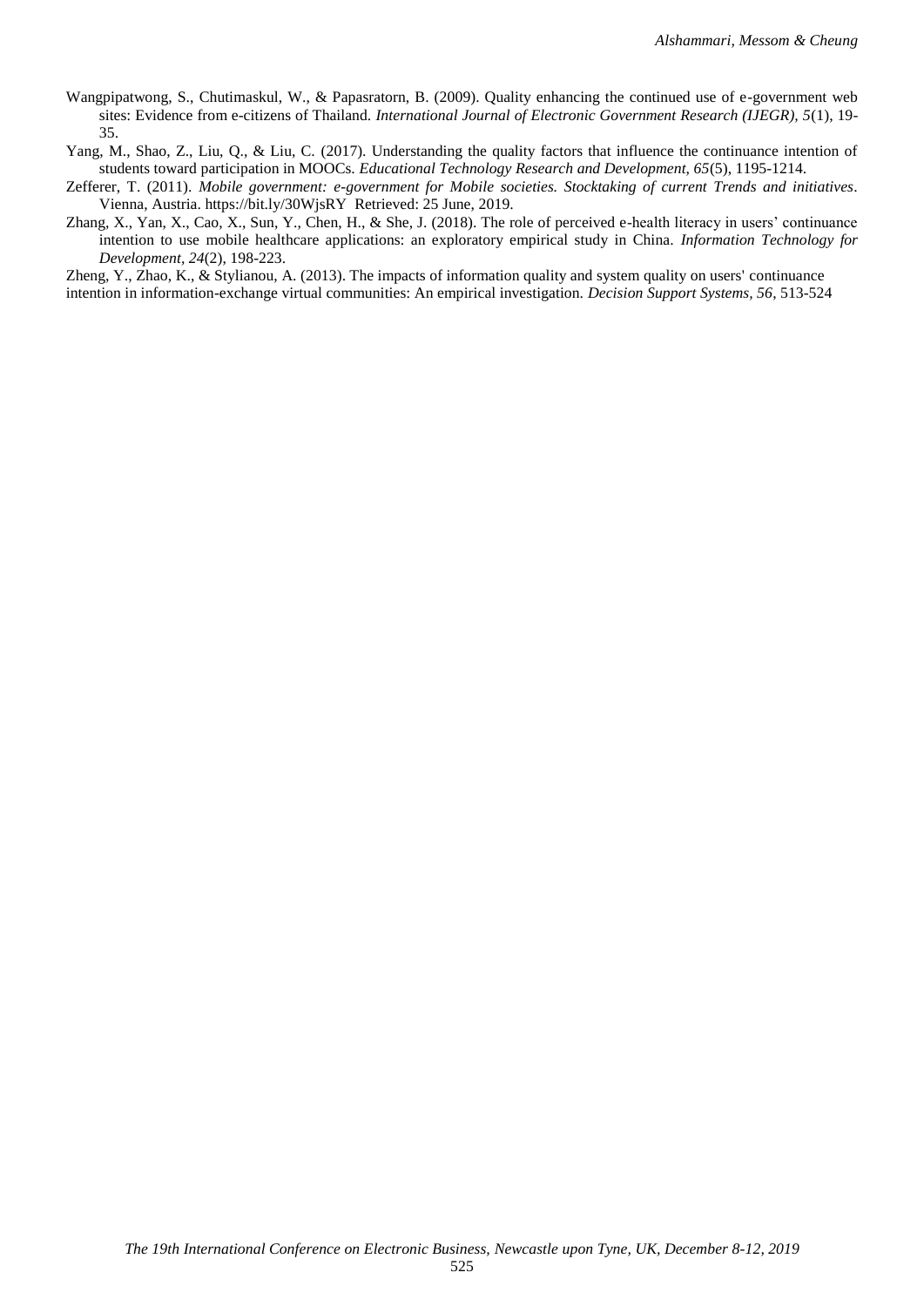Wangpipatwong, S., Chutimaskul, W., & Papasratorn, B. (2009). Quality enhancing the continued use of e-government web sites: Evidence from e-citizens of Thailand. *International Journal of Electronic Government Research (IJEGR)*, *5*(1), 19-35.

Yang, M., Shao, Z., Liu, Q., & Liu, C. (2017). Understanding the quality factors that influence the continuance intention of students toward participation in MOOCs. *Educational Technology Research and Development*, *65*(5), 1195-1214.

Zefferer, T. (2011). *Mobile government: e-government for Mobile societies. Stocktaking of current Trends and initiatives*. Vienna, Austria. https://bit.ly/30WjsRY Retrieved: 25 June, 2019.

Zhang, X., Yan, X., Cao, X., Sun, Y., Chen, H., & She, J. (2018). The role of perceived e-health literacy in users' continuance intention to use mobile healthcare applications: an exploratory empirical study in China. *Information Technology for Development*, *24*(2), 198-223.

Zheng, Y., Zhao, K., & Stylianou, A. (2013). The impacts of information quality and system quality on users' continuance intention in information-exchange virtual communities: An empirical investigation. *Decision Support Systems*, *56*, 513-524